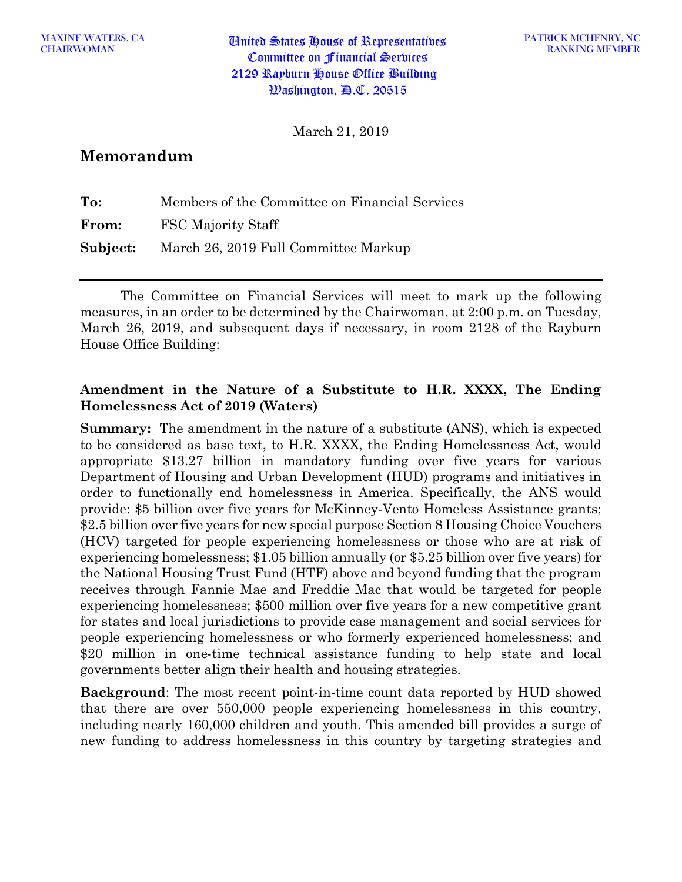MAXINE WATERS, CA
CHAIRWOMAN

United States House of Representatives
Committee on Financial Services
2129 Rayburn House Office Building
Washington, D.C. 20515

PATRICK MCHENRY, NC
RANKING MEMBER

March 21, 2019

## Memorandum

**To:** Members of the Committee on Financial Services

**From:** FSC Majority Staff

**Subject:** March 26, 2019 Full Committee Markup

---

The Committee on Financial Services will meet to mark up the following measures, in an order to be determined by the Chairwoman, at 2:00 p.m. on Tuesday, March 26, 2019, and subsequent days if necessary, in room 2128 of the Rayburn House Office Building:

### Amendment in the Nature of a Substitute to H.R. XXXX, The Ending Homelessness Act of 2019 (Waters)

**Summary:** The amendment in the nature of a substitute (ANS), which is expected to be considered as base text, to H.R. XXXX, the Ending Homelessness Act, would appropriate $13.27 billion in mandatory funding over five years for various Department of Housing and Urban Development (HUD) programs and initiatives in order to functionally end homelessness in America. Specifically, the ANS would provide: $5 billion over five years for McKinney-Vento Homeless Assistance grants; $2.5 billion over five years for new special purpose Section 8 Housing Choice Vouchers (HCV) targeted for people experiencing homelessness or those who are at risk of experiencing homelessness; $1.05 billion annually (or $5.25 billion over five years) for the National Housing Trust Fund (HTF) above and beyond funding that the program receives through Fannie Mae and Freddie Mac that would be targeted for people experiencing homelessness; $500 million over five years for a new competitive grant for states and local jurisdictions to provide case management and social services for people experiencing homelessness or who formerly experienced homelessness; and $20 million in one-time technical assistance funding to help state and local governments better align their health and housing strategies.

**Background**: The most recent point-in-time count data reported by HUD showed that there are over 550,000 people experiencing homelessness in this country, including nearly 160,000 children and youth. This amended bill provides a surge of new funding to address homelessness in this country by targeting strategies and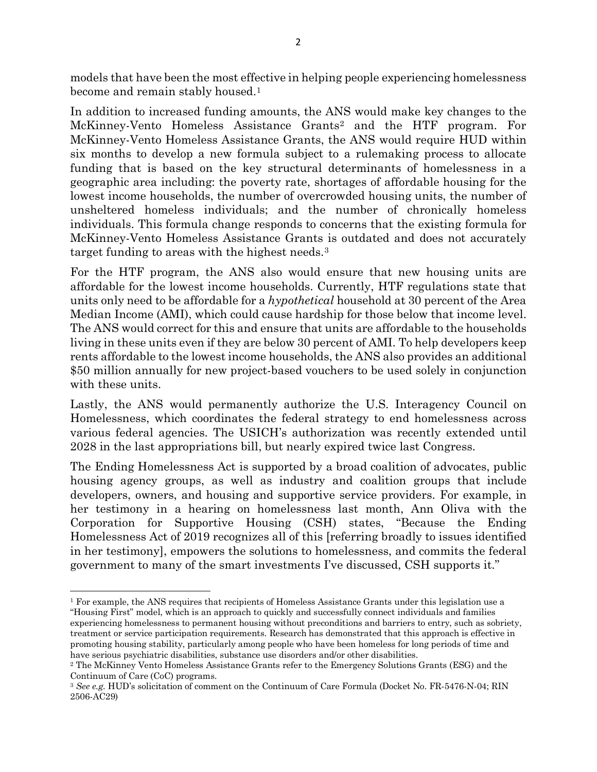models that have been the most effective in helping people experiencing homelessness become and remain stably housed.[1]

In addition to increased funding amounts, the ANS would make key changes to the McKinney-Vento Homeless Assistance Grants[2] and the HTF program. For McKinney-Vento Homeless Assistance Grants, the ANS would require HUD within six months to develop a new formula subject to a rulemaking process to allocate funding that is based on the key structural determinants of homelessness in a geographic area including: the poverty rate, shortages of affordable housing for the lowest income households, the number of overcrowded housing units, the number of unsheltered homeless individuals; and the number of chronically homeless individuals. This formula change responds to concerns that the existing formula for McKinney-Vento Homeless Assistance Grants is outdated and does not accurately target funding to areas with the highest needs.[3]

For the HTF program, the ANS also would ensure that new housing units are affordable for the lowest income households. Currently, HTF regulations state that units only need to be affordable for a *hypothetical* household at 30 percent of the Area Median Income (AMI), which could cause hardship for those below that income level. The ANS would correct for this and ensure that units are affordable to the households living in these units even if they are below 30 percent of AMI. To help developers keep rents affordable to the lowest income households, the ANS also provides an additional $50 million annually for new project-based vouchers to be used solely in conjunction with these units.

Lastly, the ANS would permanently authorize the U.S. Interagency Council on Homelessness, which coordinates the federal strategy to end homelessness across various federal agencies. The USICH's authorization was recently extended until 2028 in the last appropriations bill, but nearly expired twice last Congress.

The Ending Homelessness Act is supported by a broad coalition of advocates, public housing agency groups, as well as industry and coalition groups that include developers, owners, and housing and supportive service providers. For example, in her testimony in a hearing on homelessness last month, Ann Oliva with the Corporation for Supportive Housing (CSH) states, "Because the Ending Homelessness Act of 2019 recognizes all of this [referring broadly to issues identified in her testimony], empowers the solutions to homelessness, and commits the federal government to many of the smart investments I've discussed, CSH supports it."

---

[1] For example, the ANS requires that recipients of Homeless Assistance Grants under this legislation use a "Housing First" model, which is an approach to quickly and successfully connect individuals and families experiencing homelessness to permanent housing without preconditions and barriers to entry, such as sobriety, treatment or service participation requirements. Research has demonstrated that this approach is effective in promoting housing stability, particularly among people who have been homeless for long periods of time and have serious psychiatric disabilities, substance use disorders and/or other disabilities.

[2] The McKinney Vento Homeless Assistance Grants refer to the Emergency Solutions Grants (ESG) and the Continuum of Care (CoC) programs.

[3] *See e.g.* HUD's solicitation of comment on the Continuum of Care Formula (Docket No. FR-5476-N-04; RIN 2506-AC29)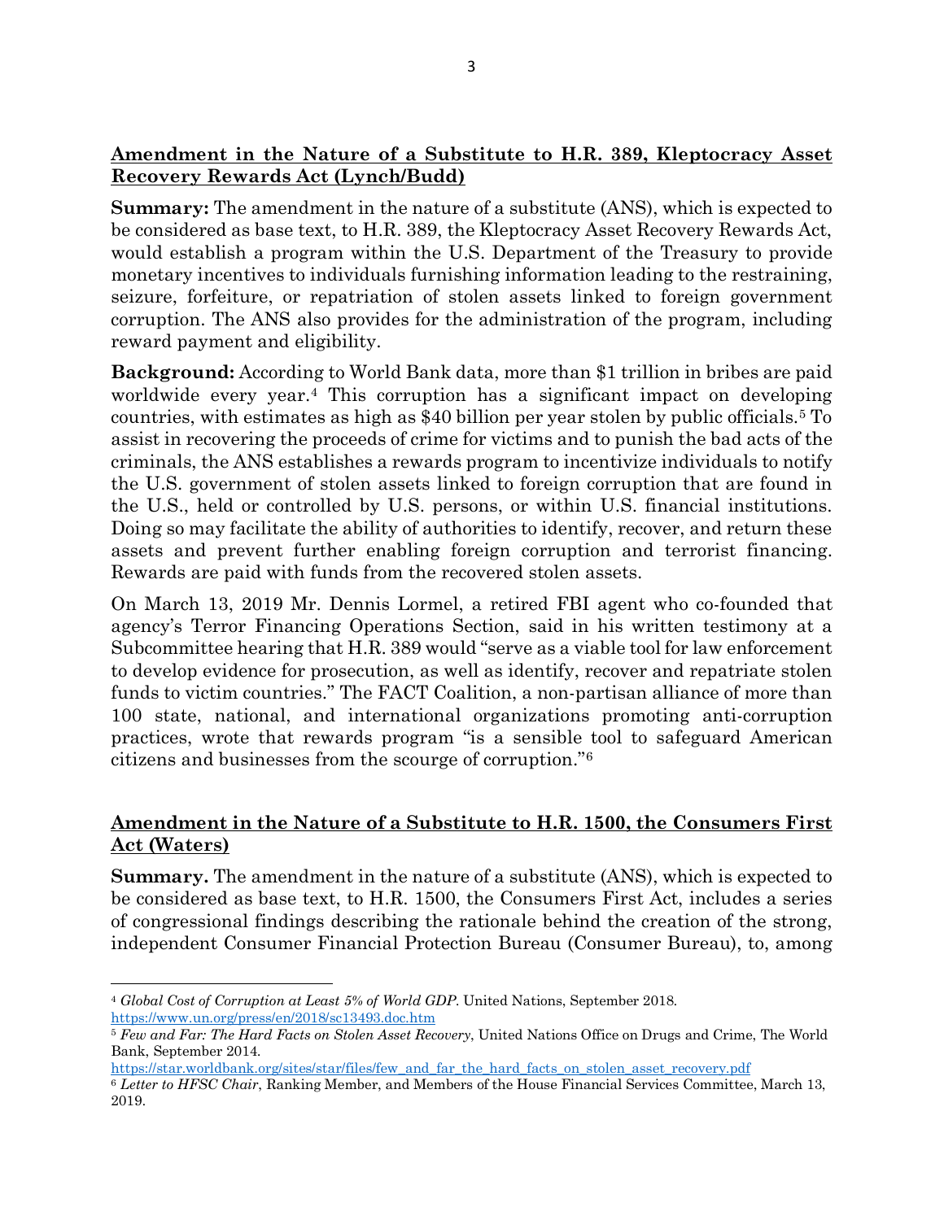**Amendment in the Nature of a Substitute to H.R. 389, Kleptocracy Asset Recovery Rewards Act (Lynch/Budd)**

**Summary:** The amendment in the nature of a substitute (ANS), which is expected to be considered as base text, to H.R. 389, the Kleptocracy Asset Recovery Rewards Act, would establish a program within the U.S. Department of the Treasury to provide monetary incentives to individuals furnishing information leading to the restraining, seizure, forfeiture, or repatriation of stolen assets linked to foreign government corruption. The ANS also provides for the administration of the program, including reward payment and eligibility.

**Background:** According to World Bank data, more than $1 trillion in bribes are paid worldwide every year.[4] This corruption has a significant impact on developing countries, with estimates as high as $40 billion per year stolen by public officials.[5] To assist in recovering the proceeds of crime for victims and to punish the bad acts of the criminals, the ANS establishes a rewards program to incentivize individuals to notify the U.S. government of stolen assets linked to foreign corruption that are found in the U.S., held or controlled by U.S. persons, or within U.S. financial institutions. Doing so may facilitate the ability of authorities to identify, recover, and return these assets and prevent further enabling foreign corruption and terrorist financing. Rewards are paid with funds from the recovered stolen assets.

On March 13, 2019 Mr. Dennis Lormel, a retired FBI agent who co-founded that agency's Terror Financing Operations Section, said in his written testimony at a Subcommittee hearing that H.R. 389 would "serve as a viable tool for law enforcement to develop evidence for prosecution, as well as identify, recover and repatriate stolen funds to victim countries." The FACT Coalition, a non-partisan alliance of more than 100 state, national, and international organizations promoting anti-corruption practices, wrote that rewards program "is a sensible tool to safeguard American citizens and businesses from the scourge of corruption."[6]

**Amendment in the Nature of a Substitute to H.R. 1500, the Consumers First Act (Waters)**

**Summary.** The amendment in the nature of a substitute (ANS), which is expected to be considered as base text, to H.R. 1500, the Consumers First Act, includes a series of congressional findings describing the rationale behind the creation of the strong, independent Consumer Financial Protection Bureau (Consumer Bureau), to, among

---

[4] *Global Cost of Corruption at Least 5% of World GDP*. United Nations, September 2018. https://www.un.org/press/en/2018/sc13493.doc.htm

[5] *Few and Far: The Hard Facts on Stolen Asset Recovery*, United Nations Office on Drugs and Crime, The World Bank, September 2014. https://star.worldbank.org/sites/star/files/few_and_far_the_hard_facts_on_stolen_asset_recovery.pdf

[6] *Letter to HFSC Chair*, Ranking Member, and Members of the House Financial Services Committee, March 13, 2019.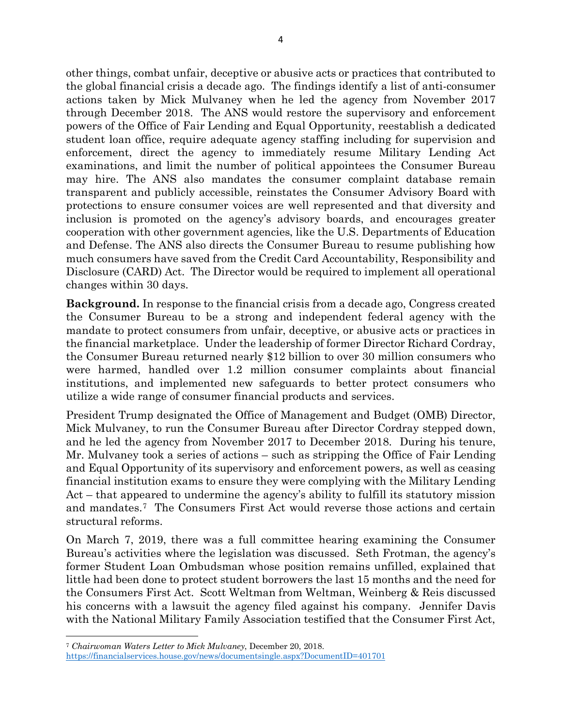other things, combat unfair, deceptive or abusive acts or practices that contributed to the global financial crisis a decade ago. The findings identify a list of anti-consumer actions taken by Mick Mulvaney when he led the agency from November 2017 through December 2018. The ANS would restore the supervisory and enforcement powers of the Office of Fair Lending and Equal Opportunity, reestablish a dedicated student loan office, require adequate agency staffing including for supervision and enforcement, direct the agency to immediately resume Military Lending Act examinations, and limit the number of political appointees the Consumer Bureau may hire. The ANS also mandates the consumer complaint database remain transparent and publicly accessible, reinstates the Consumer Advisory Board with protections to ensure consumer voices are well represented and that diversity and inclusion is promoted on the agency's advisory boards, and encourages greater cooperation with other government agencies, like the U.S. Departments of Education and Defense. The ANS also directs the Consumer Bureau to resume publishing how much consumers have saved from the Credit Card Accountability, Responsibility and Disclosure (CARD) Act. The Director would be required to implement all operational changes within 30 days.

**Background.** In response to the financial crisis from a decade ago, Congress created the Consumer Bureau to be a strong and independent federal agency with the mandate to protect consumers from unfair, deceptive, or abusive acts or practices in the financial marketplace. Under the leadership of former Director Richard Cordray, the Consumer Bureau returned nearly $12 billion to over 30 million consumers who were harmed, handled over 1.2 million consumer complaints about financial institutions, and implemented new safeguards to better protect consumers who utilize a wide range of consumer financial products and services.

President Trump designated the Office of Management and Budget (OMB) Director, Mick Mulvaney, to run the Consumer Bureau after Director Cordray stepped down, and he led the agency from November 2017 to December 2018. During his tenure, Mr. Mulvaney took a series of actions – such as stripping the Office of Fair Lending and Equal Opportunity of its supervisory and enforcement powers, as well as ceasing financial institution exams to ensure they were complying with the Military Lending Act – that appeared to undermine the agency's ability to fulfill its statutory mission and mandates.[7] The Consumers First Act would reverse those actions and certain structural reforms.

On March 7, 2019, there was a full committee hearing examining the Consumer Bureau's activities where the legislation was discussed. Seth Frotman, the agency's former Student Loan Ombudsman whose position remains unfilled, explained that little had been done to protect student borrowers the last 15 months and the need for the Consumers First Act. Scott Weltman from Weltman, Weinberg & Reis discussed his concerns with a lawsuit the agency filed against his company. Jennifer Davis with the National Military Family Association testified that the Consumer First Act,

---

[7] *Chairwoman Waters Letter to Mick Mulvaney*, December 20, 2018. https://financialservices.house.gov/news/documentsingle.aspx?DocumentID=401701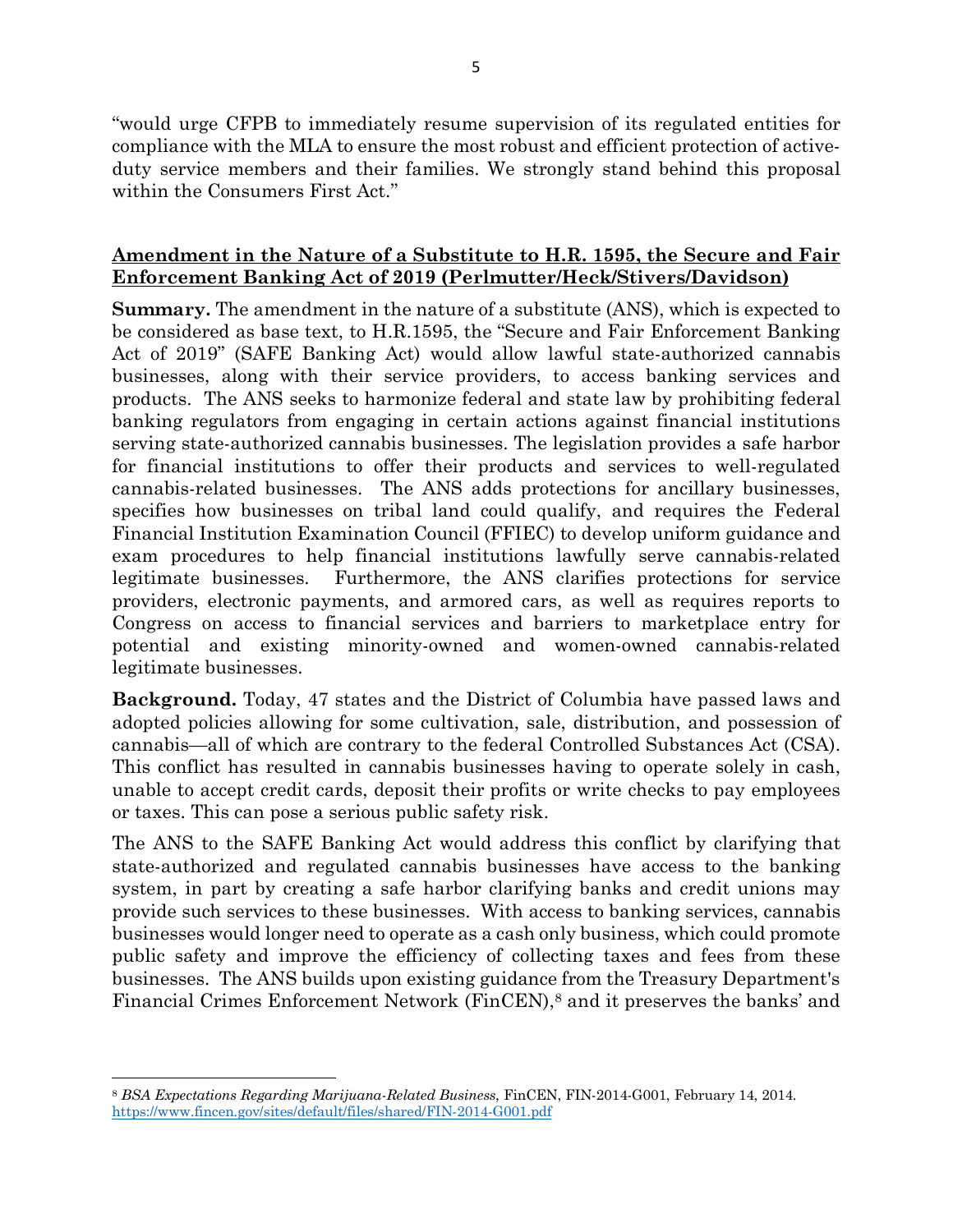"would urge CFPB to immediately resume supervision of its regulated entities for compliance with the MLA to ensure the most robust and efficient protection of active-duty service members and their families. We strongly stand behind this proposal within the Consumers First Act."

## Amendment in the Nature of a Substitute to H.R. 1595, the Secure and Fair Enforcement Banking Act of 2019 (Perlmutter/Heck/Stivers/Davidson)

**Summary.** The amendment in the nature of a substitute (ANS), which is expected to be considered as base text, to H.R.1595, the "Secure and Fair Enforcement Banking Act of 2019" (SAFE Banking Act) would allow lawful state-authorized cannabis businesses, along with their service providers, to access banking services and products. The ANS seeks to harmonize federal and state law by prohibiting federal banking regulators from engaging in certain actions against financial institutions serving state-authorized cannabis businesses. The legislation provides a safe harbor for financial institutions to offer their products and services to well-regulated cannabis-related businesses. The ANS adds protections for ancillary businesses, specifies how businesses on tribal land could qualify, and requires the Federal Financial Institution Examination Council (FFIEC) to develop uniform guidance and exam procedures to help financial institutions lawfully serve cannabis-related legitimate businesses. Furthermore, the ANS clarifies protections for service providers, electronic payments, and armored cars, as well as requires reports to Congress on access to financial services and barriers to marketplace entry for potential and existing minority-owned and women-owned cannabis-related legitimate businesses.

**Background.** Today, 47 states and the District of Columbia have passed laws and adopted policies allowing for some cultivation, sale, distribution, and possession of cannabis—all of which are contrary to the federal Controlled Substances Act (CSA). This conflict has resulted in cannabis businesses having to operate solely in cash, unable to accept credit cards, deposit their profits or write checks to pay employees or taxes. This can pose a serious public safety risk.

The ANS to the SAFE Banking Act would address this conflict by clarifying that state-authorized and regulated cannabis businesses have access to the banking system, in part by creating a safe harbor clarifying banks and credit unions may provide such services to these businesses. With access to banking services, cannabis businesses would longer need to operate as a cash only business, which could promote public safety and improve the efficiency of collecting taxes and fees from these businesses. The ANS builds upon existing guidance from the Treasury Department's Financial Crimes Enforcement Network (FinCEN),[8] and it preserves the banks' and

---

[8] *BSA Expectations Regarding Marijuana-Related Business*, FinCEN, FIN-2014-G001, February 14, 2014. https://www.fincen.gov/sites/default/files/shared/FIN-2014-G001.pdf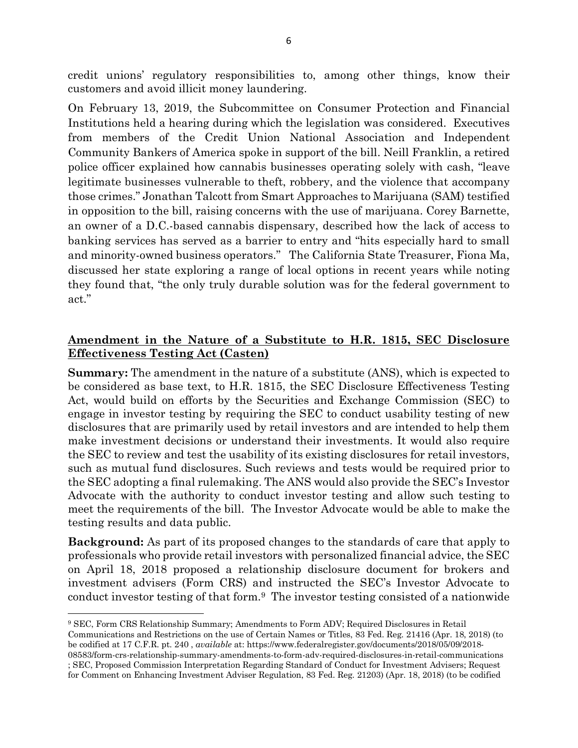credit unions' regulatory responsibilities to, among other things, know their customers and avoid illicit money laundering.

On February 13, 2019, the Subcommittee on Consumer Protection and Financial Institutions held a hearing during which the legislation was considered. Executives from members of the Credit Union National Association and Independent Community Bankers of America spoke in support of the bill. Neill Franklin, a retired police officer explained how cannabis businesses operating solely with cash, "leave legitimate businesses vulnerable to theft, robbery, and the violence that accompany those crimes." Jonathan Talcott from Smart Approaches to Marijuana (SAM) testified in opposition to the bill, raising concerns with the use of marijuana. Corey Barnette, an owner of a D.C.-based cannabis dispensary, described how the lack of access to banking services has served as a barrier to entry and "hits especially hard to small and minority-owned business operators." The California State Treasurer, Fiona Ma, discussed her state exploring a range of local options in recent years while noting they found that, "the only truly durable solution was for the federal government to act."

## Amendment in the Nature of a Substitute to H.R. 1815, SEC Disclosure Effectiveness Testing Act (Casten)

**Summary:** The amendment in the nature of a substitute (ANS), which is expected to be considered as base text, to H.R. 1815, the SEC Disclosure Effectiveness Testing Act, would build on efforts by the Securities and Exchange Commission (SEC) to engage in investor testing by requiring the SEC to conduct usability testing of new disclosures that are primarily used by retail investors and are intended to help them make investment decisions or understand their investments. It would also require the SEC to review and test the usability of its existing disclosures for retail investors, such as mutual fund disclosures. Such reviews and tests would be required prior to the SEC adopting a final rulemaking. The ANS would also provide the SEC's Investor Advocate with the authority to conduct investor testing and allow such testing to meet the requirements of the bill. The Investor Advocate would be able to make the testing results and data public.

**Background:** As part of its proposed changes to the standards of care that apply to professionals who provide retail investors with personalized financial advice, the SEC on April 18, 2018 proposed a relationship disclosure document for brokers and investment advisers (Form CRS) and instructed the SEC's Investor Advocate to conduct investor testing of that form.[9] The investor testing consisted of a nationwide

[9] SEC, Form CRS Relationship Summary; Amendments to Form ADV; Required Disclosures in Retail Communications and Restrictions on the use of Certain Names or Titles, 83 Fed. Reg. 21416 (Apr. 18, 2018) (to be codified at 17 C.F.R. pt. 240 , *available* at: https://www.federalregister.gov/documents/2018/05/09/2018-08583/form-crs-relationship-summary-amendments-to-form-adv-required-disclosures-in-retail-communications ; SEC, Proposed Commission Interpretation Regarding Standard of Conduct for Investment Advisers; Request for Comment on Enhancing Investment Adviser Regulation, 83 Fed. Reg. 21203) (Apr. 18, 2018) (to be codified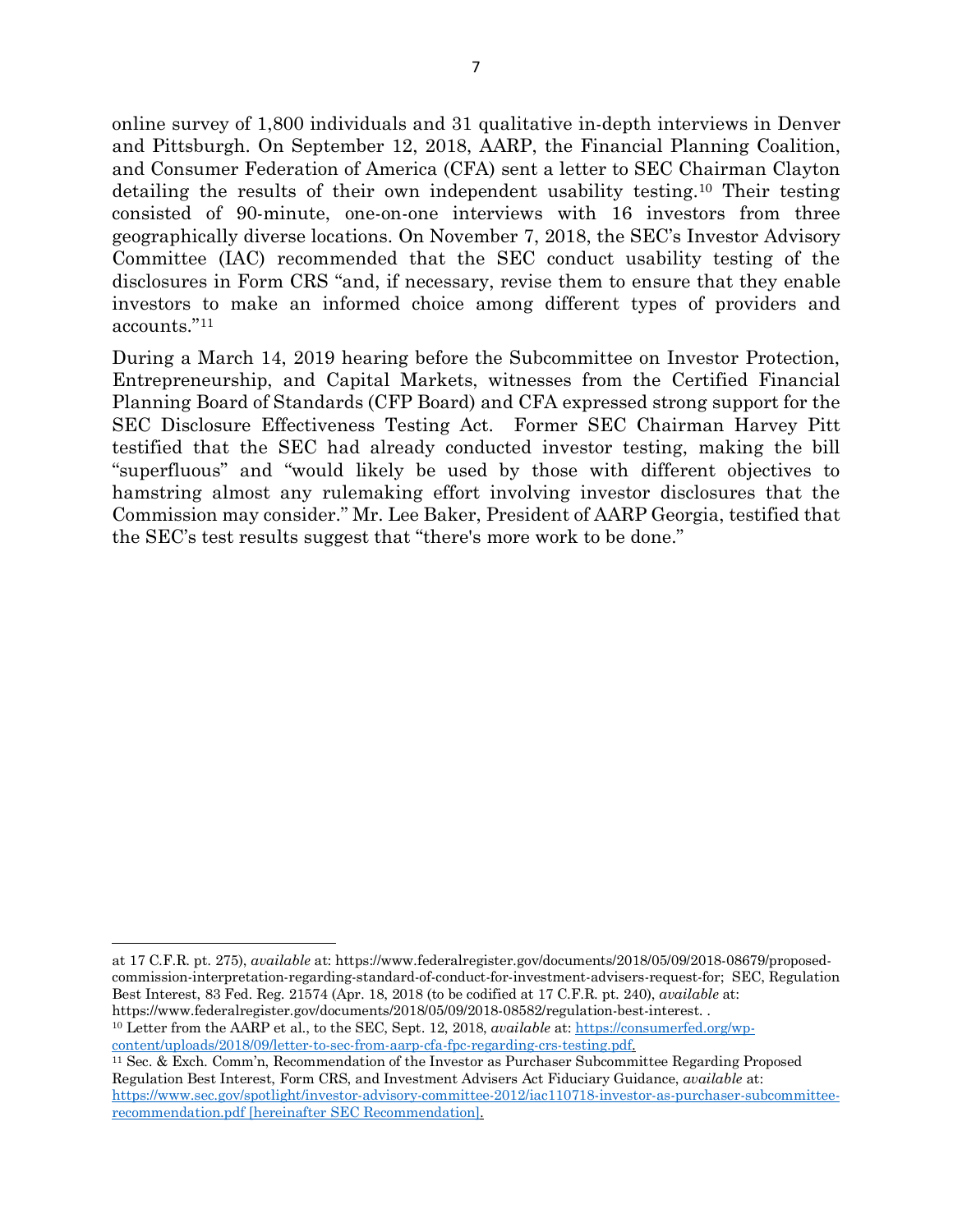online survey of 1,800 individuals and 31 qualitative in-depth interviews in Denver and Pittsburgh. On September 12, 2018, AARP, the Financial Planning Coalition, and Consumer Federation of America (CFA) sent a letter to SEC Chairman Clayton detailing the results of their own independent usability testing.[10] Their testing consisted of 90-minute, one-on-one interviews with 16 investors from three geographically diverse locations. On November 7, 2018, the SEC's Investor Advisory Committee (IAC) recommended that the SEC conduct usability testing of the disclosures in Form CRS "and, if necessary, revise them to ensure that they enable investors to make an informed choice among different types of providers and accounts."[11]

During a March 14, 2019 hearing before the Subcommittee on Investor Protection, Entrepreneurship, and Capital Markets, witnesses from the Certified Financial Planning Board of Standards (CFP Board) and CFA expressed strong support for the SEC Disclosure Effectiveness Testing Act. Former SEC Chairman Harvey Pitt testified that the SEC had already conducted investor testing, making the bill "superfluous" and "would likely be used by those with different objectives to hamstring almost any rulemaking effort involving investor disclosures that the Commission may consider." Mr. Lee Baker, President of AARP Georgia, testified that the SEC's test results suggest that "there's more work to be done."

---

at 17 C.F.R. pt. 275), *available* at: https://www.federalregister.gov/documents/2018/05/09/2018-08679/proposed-commission-interpretation-regarding-standard-of-conduct-for-investment-advisers-request-for; SEC, Regulation Best Interest, 83 Fed. Reg. 21574 (Apr. 18, 2018 (to be codified at 17 C.F.R. pt. 240), *available* at: https://www.federalregister.gov/documents/2018/05/09/2018-08582/regulation-best-interest. .

[10] Letter from the AARP et al., to the SEC, Sept. 12, 2018, *available* at: https://consumerfed.org/wp-content/uploads/2018/09/letter-to-sec-from-aarp-cfa-fpc-regarding-crs-testing.pdf.

[11] Sec. & Exch. Comm'n, Recommendation of the Investor as Purchaser Subcommittee Regarding Proposed Regulation Best Interest, Form CRS, and Investment Advisers Act Fiduciary Guidance, *available* at: https://www.sec.gov/spotlight/investor-advisory-committee-2012/iac110718-investor-as-purchaser-subcommittee-recommendation.pdf [hereinafter SEC Recommendation].